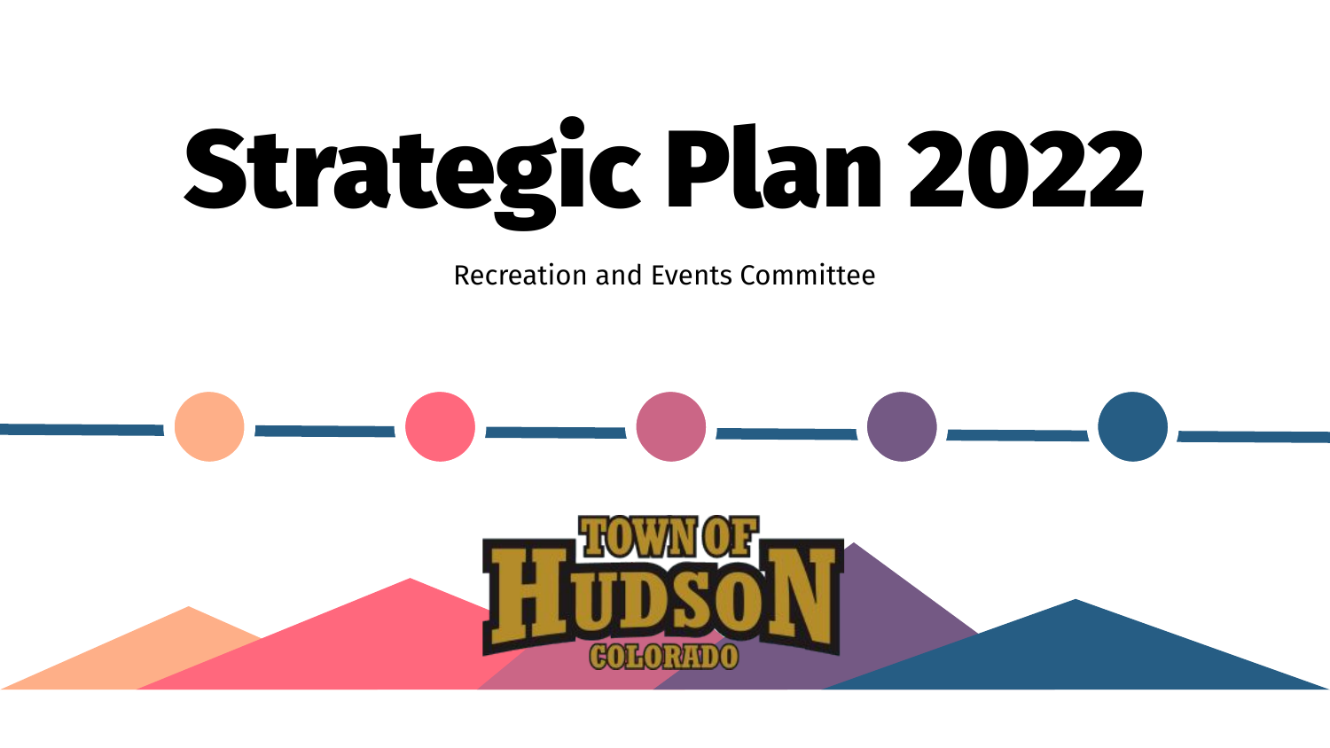# Strategic Plan 2022

Recreation and Events Committee

TOWN OF HUDSON COLORADO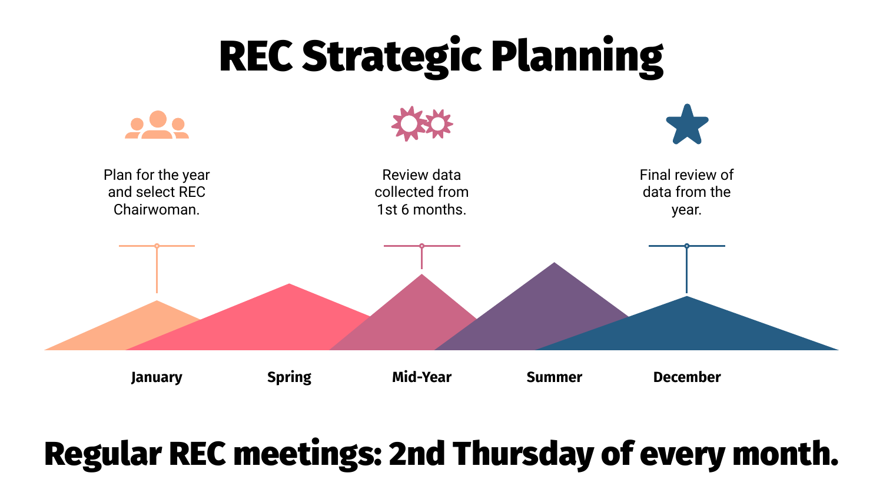# REC Strategic Planning

**January**

Plan for the year and select REC Chairwoman.

**Spring**

**Mid-Year**

Review data collected from 1st 6 months.

**Summer**

**December**

Final review of data from the year.

**Regular REC meetings: 2nd Thursday of every month.**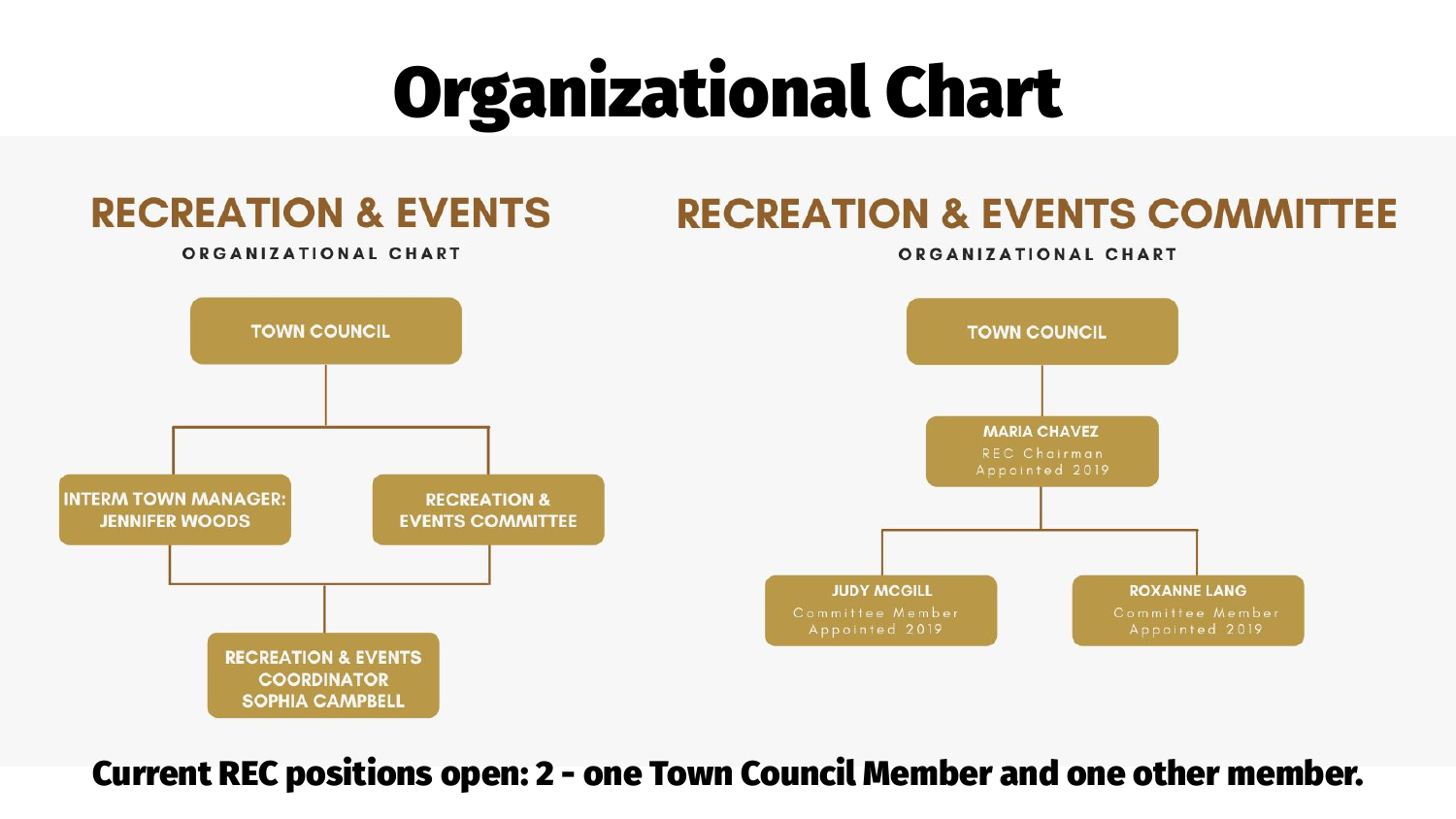# Organizational Chart

## RECREATION & EVENTS

ORGANIZATIONAL CHART

- TOWN COUNCIL
  - INTERM TOWN MANAGER: JENNIFER WOODS
  - RECREATION & EVENTS COMMITTEE
    - RECREATION & EVENTS COORDINATOR SOPHIA CAMPBELL

## RECREATION & EVENTS COMMITTEE

ORGANIZATIONAL CHART

- TOWN COUNCIL
  - MARIA CHAVEZ
    REC Chairman
    Appointed 2019
    - JUDY MCGILL
      Committee Member
      Appointed 2019
    - ROXANNE LANG
      Committee Member
      Appointed 2019

**Current REC positions open: 2 - one Town Council Member and one other member.**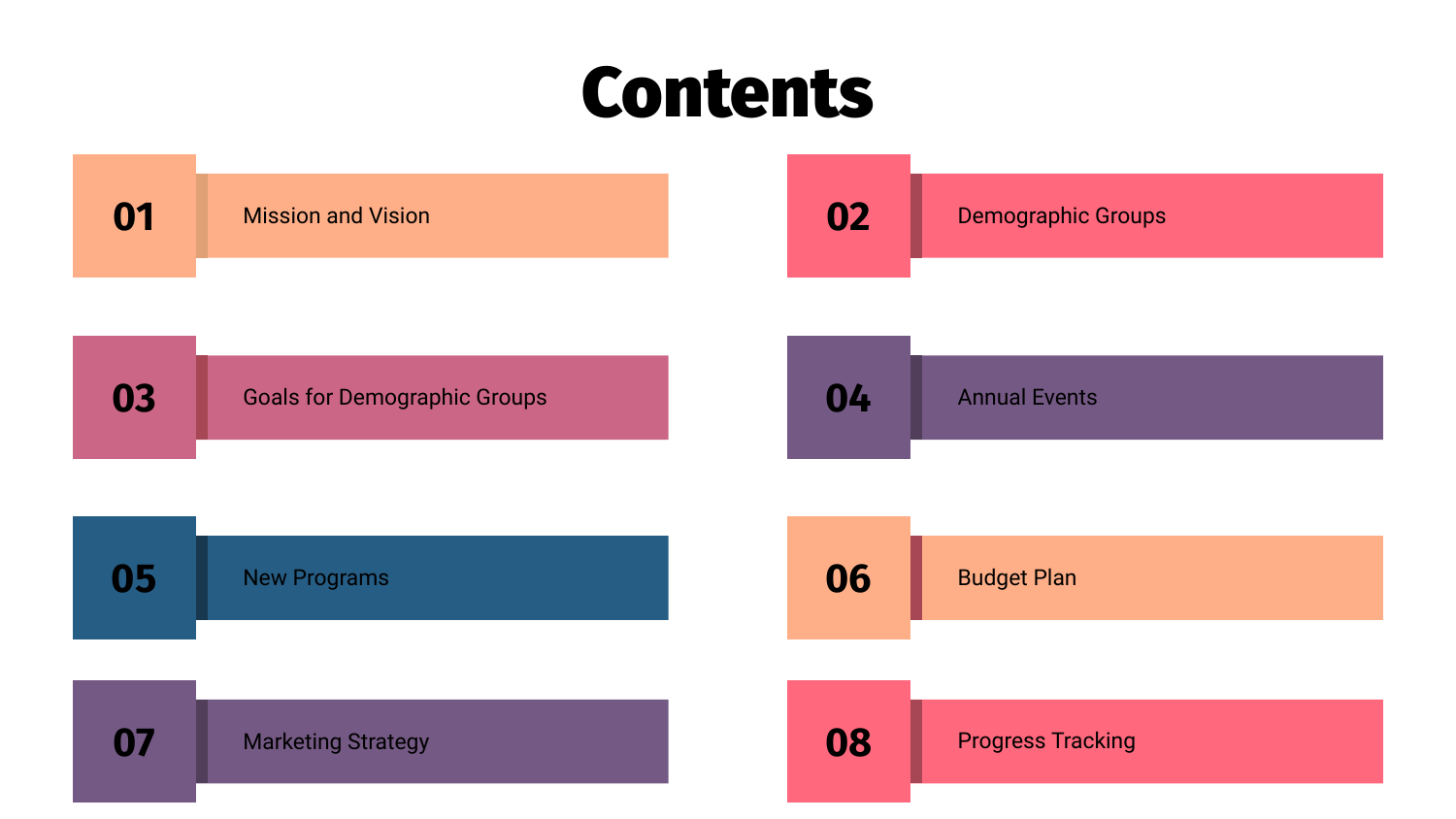# Contents

01 Mission and Vision

02 Demographic Groups

03 Goals for Demographic Groups

04 Annual Events

05 New Programs

06 Budget Plan

07 Marketing Strategy

08 Progress Tracking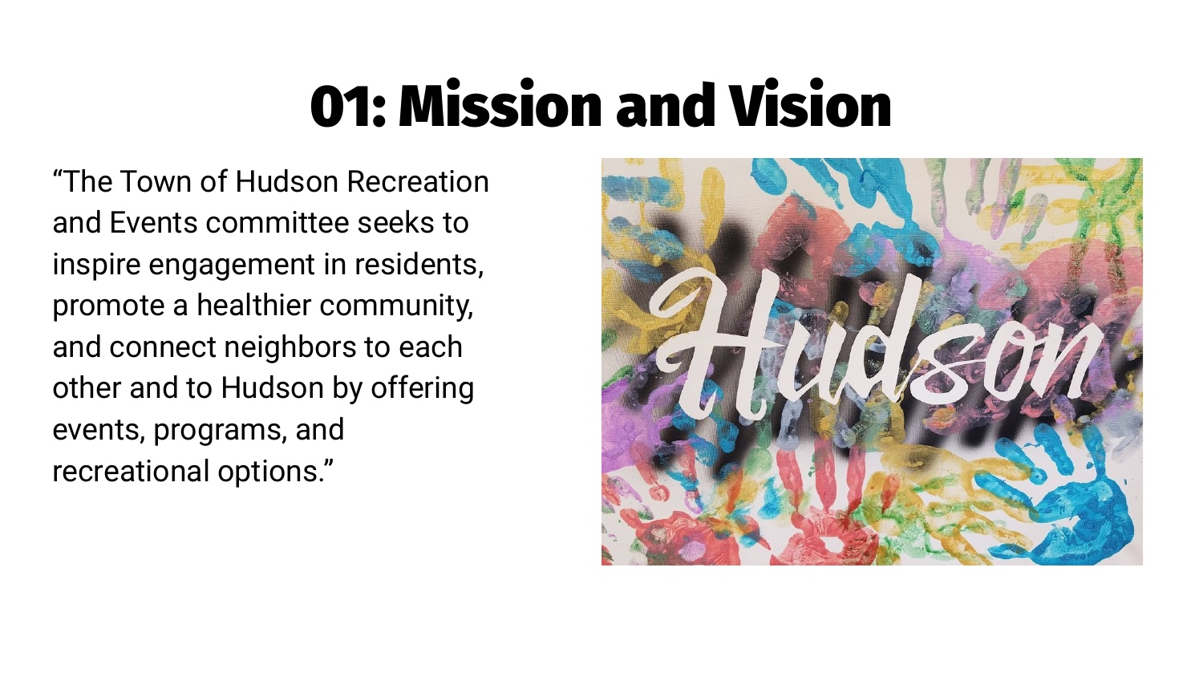# 01: Mission and Vision

"The Town of Hudson Recreation and Events committee seeks to inspire engagement in residents, promote a healthier community, and connect neighbors to each other and to Hudson by offering events, programs, and recreational options."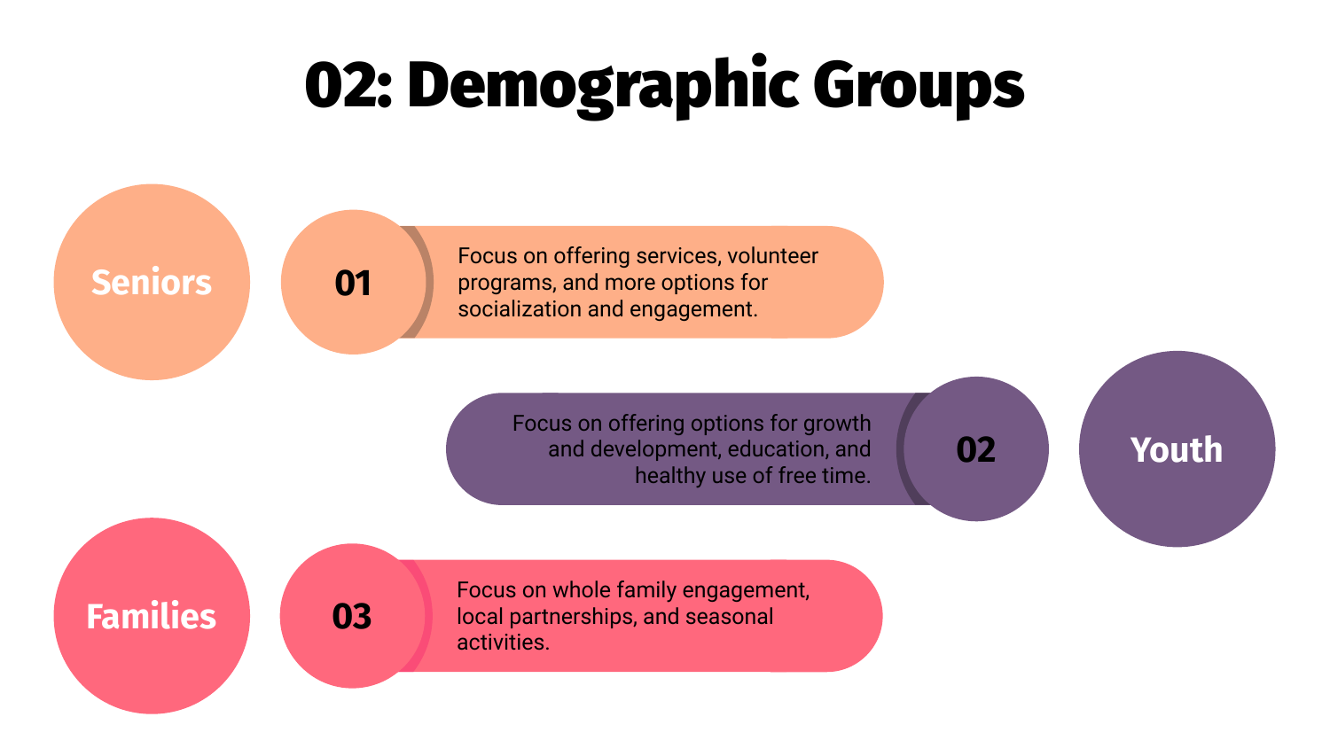# 02: Demographic Groups

**Seniors**

**01** Focus on offering services, volunteer programs, and more options for socialization and engagement.

**Youth**

**02** Focus on offering options for growth and development, education, and healthy use of free time.

**Families**

**03** Focus on whole family engagement, local partnerships, and seasonal activities.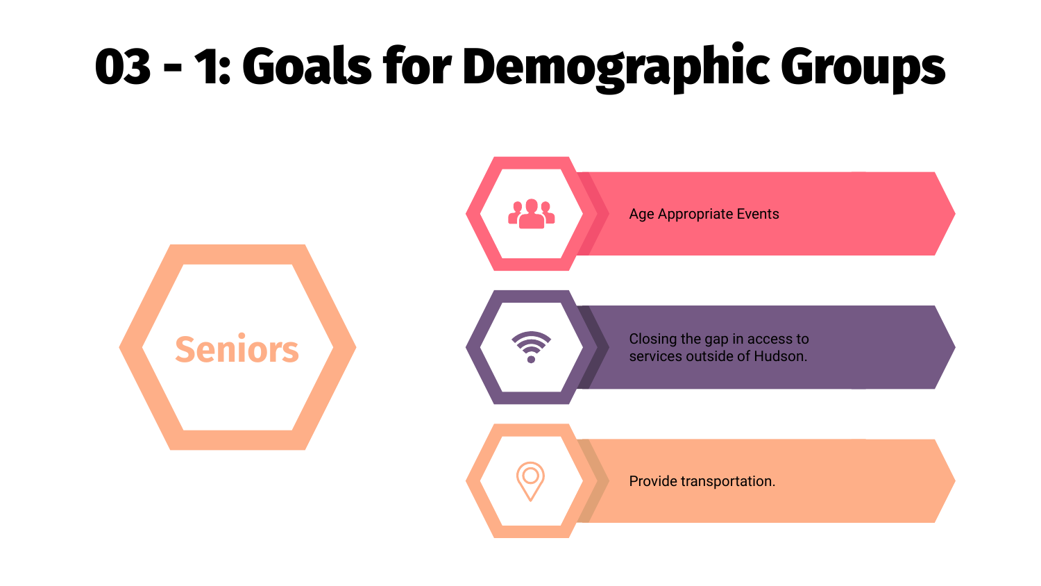# 03 - 1: Goals for Demographic Groups

## Seniors

- Age Appropriate Events
- Closing the gap in access to services outside of Hudson.
- Provide transportation.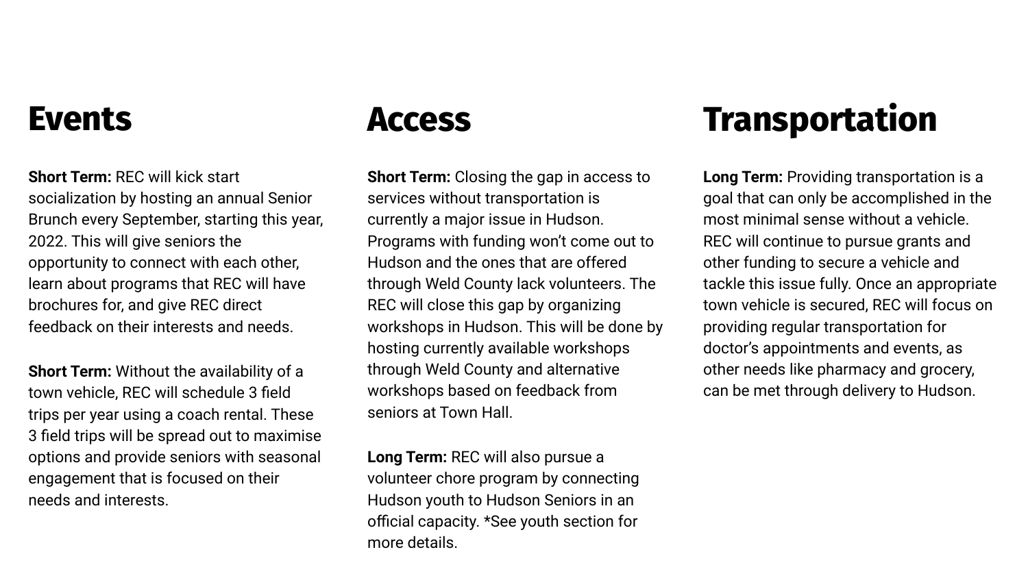## Events

**Short Term:** REC will kick start socialization by hosting an annual Senior Brunch every September, starting this year, 2022. This will give seniors the opportunity to connect with each other, learn about programs that REC will have brochures for, and give REC direct feedback on their interests and needs.

**Short Term:** Without the availability of a town vehicle, REC will schedule 3 field trips per year using a coach rental. These 3 field trips will be spread out to maximise options and provide seniors with seasonal engagement that is focused on their needs and interests.

## Access

**Short Term:** Closing the gap in access to services without transportation is currently a major issue in Hudson. Programs with funding won't come out to Hudson and the ones that are offered through Weld County lack volunteers. The REC will close this gap by organizing workshops in Hudson. This will be done by hosting currently available workshops through Weld County and alternative workshops based on feedback from seniors at Town Hall.

**Long Term:** REC will also pursue a volunteer chore program by connecting Hudson youth to Hudson Seniors in an official capacity. *See youth section for more details.

## Transportation

**Long Term:** Providing transportation is a goal that can only be accomplished in the most minimal sense without a vehicle. REC will continue to pursue grants and other funding to secure a vehicle and tackle this issue fully. Once an appropriate town vehicle is secured, REC will focus on providing regular transportation for doctor's appointments and events, as other needs like pharmacy and grocery, can be met through delivery to Hudson.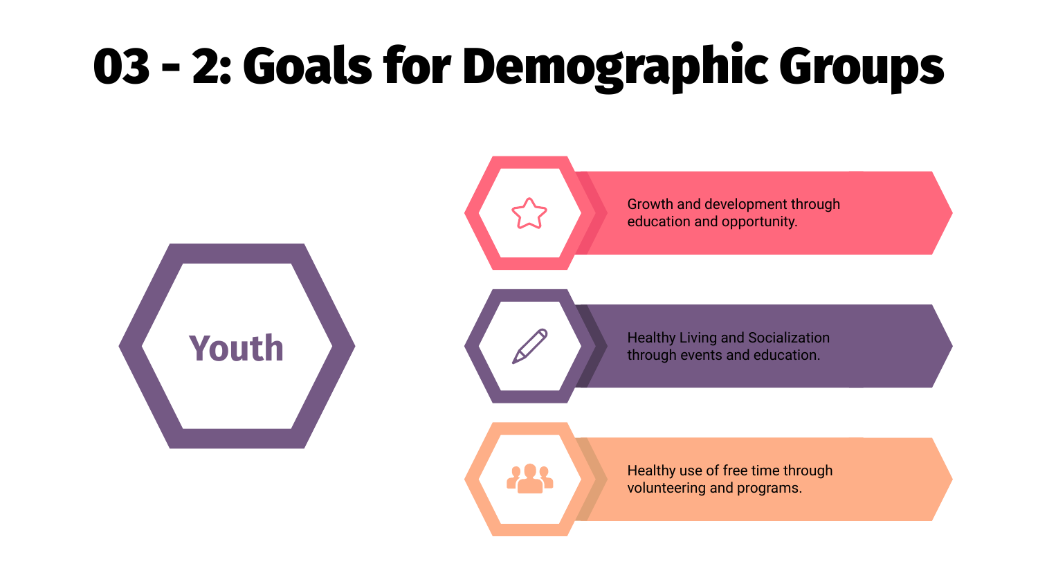# 03 - 2: Goals for Demographic Groups

## Youth

- Growth and development through education and opportunity.
- Healthy Living and Socialization through events and education.
- Healthy use of free time through volunteering and programs.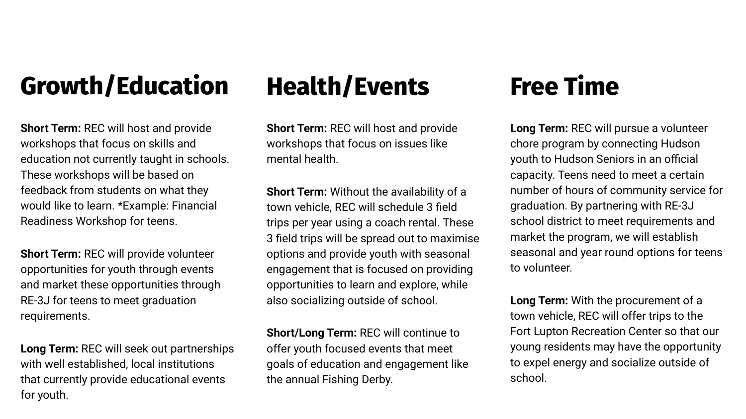## Growth/Education

**Short Term:** REC will host and provide workshops that focus on skills and education not currently taught in schools. These workshops will be based on feedback from students on what they would like to learn. *Example: Financial Readiness Workshop for teens.

**Short Term:** REC will provide volunteer opportunities for youth through events and market these opportunities through RE-3J for teens to meet graduation requirements.

**Long Term:** REC will seek out partnerships with well established, local institutions that currently provide educational events for youth.

## Health/Events

**Short Term:** REC will host and provide workshops that focus on issues like mental health.

**Short Term:** Without the availability of a town vehicle, REC will schedule 3 field trips per year using a coach rental. These 3 field trips will be spread out to maximise options and provide youth with seasonal engagement that is focused on providing opportunities to learn and explore, while also socializing outside of school.

**Short/Long Term:** REC will continue to offer youth focused events that meet goals of education and engagement like the annual Fishing Derby.

## Free Time

**Long Term:** REC will pursue a volunteer chore program by connecting Hudson youth to Hudson Seniors in an official capacity. Teens need to meet a certain number of hours of community service for graduation. By partnering with RE-3J school district to meet requirements and market the program, we will establish seasonal and year round options for teens to volunteer.

**Long Term:** With the procurement of a town vehicle, REC will offer trips to the Fort Lupton Recreation Center so that our young residents may have the opportunity to expel energy and socialize outside of school.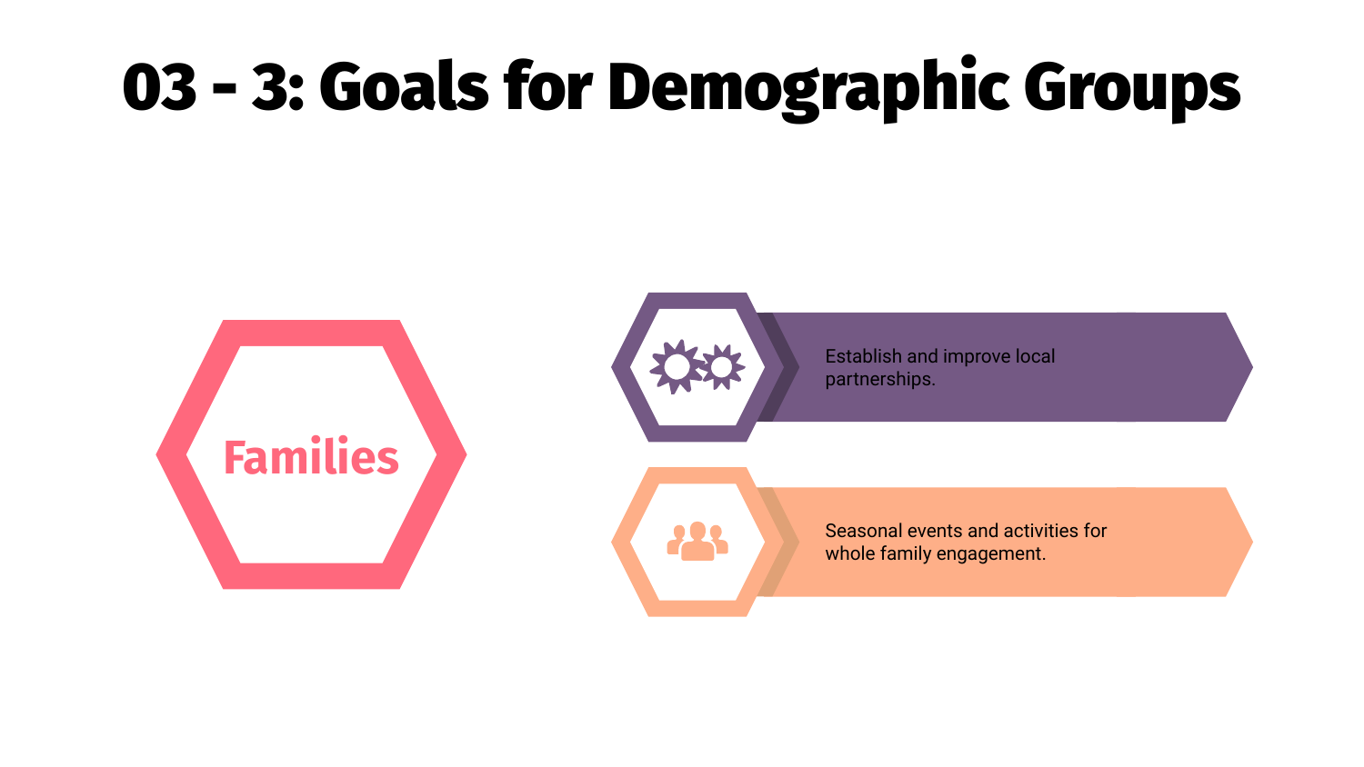# 03 - 3: Goals for Demographic Groups

## Families

- Establish and improve local partnerships.
- Seasonal events and activities for whole family engagement.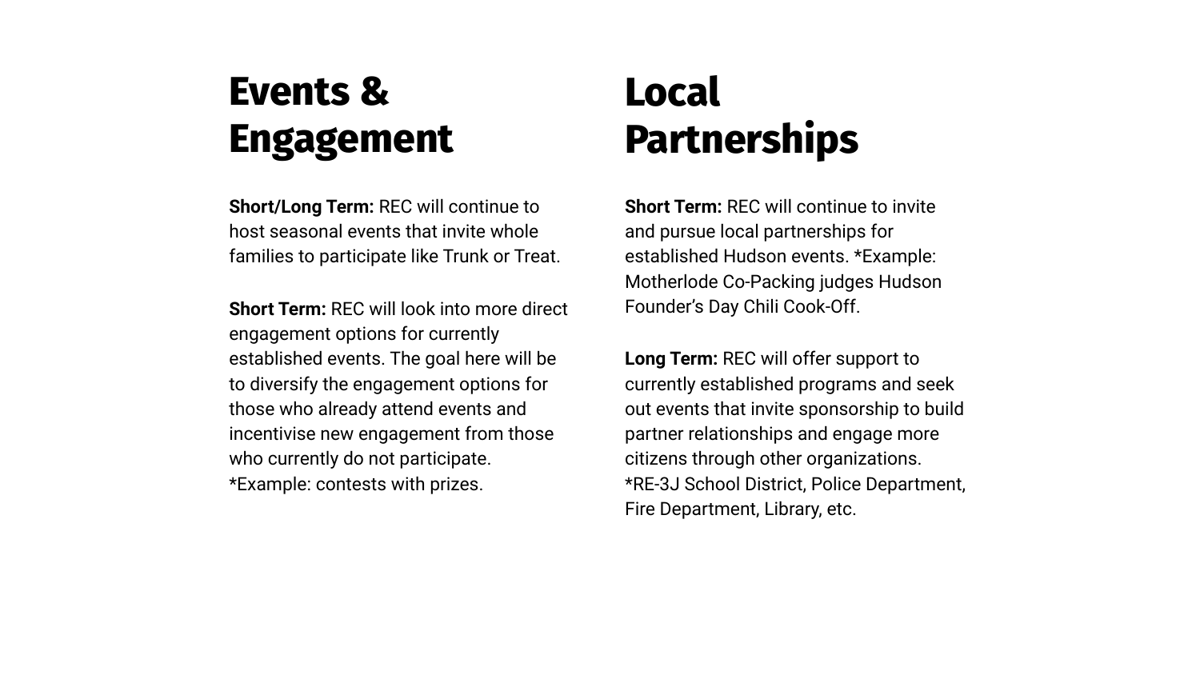## Events & Engagement

**Short/Long Term:** REC will continue to host seasonal events that invite whole families to participate like Trunk or Treat.

**Short Term:** REC will look into more direct engagement options for currently established events. The goal here will be to diversify the engagement options for those who already attend events and incentivise new engagement from those who currently do not participate. *Example: contests with prizes.

## Local Partnerships

**Short Term:** REC will continue to invite and pursue local partnerships for established Hudson events. *Example: Motherlode Co-Packing judges Hudson Founder's Day Chili Cook-Off.

**Long Term:** REC will offer support to currently established programs and seek out events that invite sponsorship to build partner relationships and engage more citizens through other organizations. *RE-3J School District, Police Department, Fire Department, Library, etc.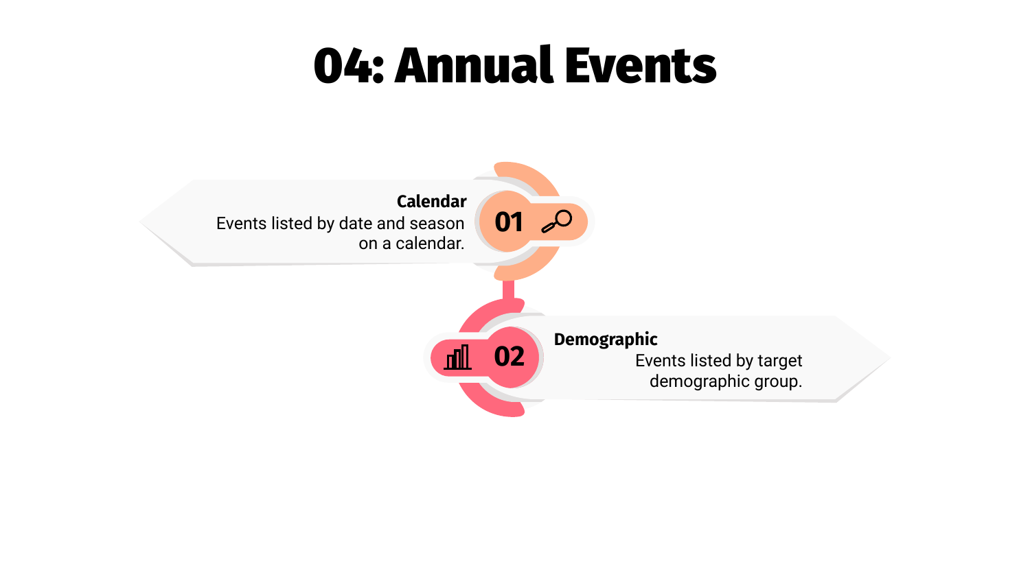# 04: Annual Events

01

**Calendar**

Events listed by date and season on a calendar.

02

**Demographic**

Events listed by target demographic group.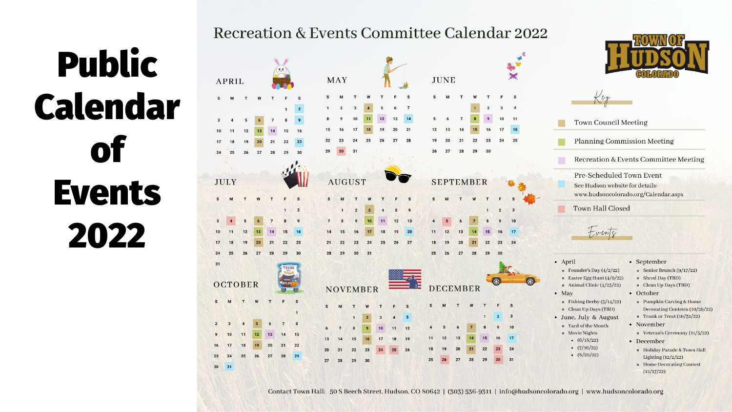# Public Calendar of Events 2022

## Recreation & Events Committee Calendar 2022

TOWN OF HUDSON COLORADO

### APRIL

| S | M | T | W | T | F | S |
|---|---|---|---|---|---|---|
| | | | | | 1 | 2 |
| 3 | 4 | 5 | 6 | 7 | 8 | 9 |
| 10 | 11 | 12 | 13 | 14 | 15 | 16 |
| 17 | 18 | 19 | 20 | 21 | 22 | 23 |
| 24 | 25 | 26 | 27 | 28 | 29 | 30 |

### MAY

| S | M | T | W | T | F | S |
|---|---|---|---|---|---|---|
| 1 | 2 | 3 | 4 | 5 | 6 | 7 |
| 8 | 9 | 10 | 11 | 12 | 13 | 14 |
| 15 | 16 | 17 | 18 | 19 | 20 | 21 |
| 22 | 23 | 24 | 25 | 26 | 27 | 28 |
| 29 | 30 | 31 | | | | |

### JUNE

| S | M | T | W | T | F | S |
|---|---|---|---|---|---|---|
| | | | 1 | 2 | 3 | 4 |
| 5 | 6 | 7 | 8 | 9 | 10 | 11 |
| 12 | 13 | 14 | 15 | 16 | 17 | 18 |
| 19 | 20 | 21 | 22 | 23 | 24 | 25 |
| 26 | 27 | 28 | 29 | 30 | | |

### JULY

| S | M | T | W | T | F | S |
|---|---|---|---|---|---|---|
| | | | | | 1 | 2 |
| 3 | 4 | 5 | 6 | 7 | 8 | 9 |
| 10 | 11 | 12 | 13 | 14 | 15 | 16 |
| 17 | 18 | 19 | 20 | 21 | 22 | 23 |
| 24 | 25 | 26 | 27 | 28 | 29 | 30 |
| 31 | | | | | | |

### AUGUST

| S | M | T | W | T | F | S |
|---|---|---|---|---|---|---|
| | 1 | 2 | 3 | 4 | 5 | 6 |
| 7 | 8 | 9 | 10 | 11 | 12 | 13 |
| 14 | 15 | 16 | 17 | 18 | 19 | 20 |
| 21 | 22 | 23 | 24 | 25 | 26 | 27 |
| 28 | 29 | 30 | 31 | | | |

### SEPTEMBER

| S | M | T | W | T | F | S |
|---|---|---|---|---|---|---|
| | | | | 1 | 2 | 3 |
| 4 | 5 | 6 | 7 | 8 | 9 | 10 |
| 11 | 12 | 13 | 14 | 15 | 16 | 17 |
| 18 | 19 | 20 | 21 | 22 | 23 | 24 |
| 25 | 26 | 27 | 28 | 29 | 30 | |

### OCTOBER

| S | M | T | W | T | F | S |
|---|---|---|---|---|---|---|
| | | | | | | 1 |
| 2 | 3 | 4 | 5 | 6 | 7 | 8 |
| 9 | 10 | 11 | 12 | 13 | 14 | 15 |
| 16 | 17 | 18 | 19 | 20 | 21 | 22 |
| 23 | 24 | 25 | 26 | 27 | 28 | 29 |
| 30 | 31 | | | | | |

### NOVEMBER

| S | M | T | W | T | F | S |
|---|---|---|---|---|---|---|
| | | 1 | 2 | 3 | 4 | 5 |
| 6 | 7 | 8 | 9 | 10 | 11 | 12 |
| 13 | 14 | 15 | 16 | 17 | 18 | 19 |
| 20 | 21 | 22 | 23 | 24 | 25 | 26 |
| 27 | 28 | 29 | 30 | | | |

### DECEMBER

| S | M | T | W | T | F | S |
|---|---|---|---|---|---|---|
| | | | | 1 | 2 | 3 |
| 4 | 5 | 6 | 7 | 8 | 9 | 10 |
| 11 | 12 | 13 | 14 | 15 | 16 | 17 |
| 18 | 19 | 20 | 21 | 22 | 23 | 24 |
| 25 | 26 | 27 | 28 | 29 | 30 | 31 |

### Key

- Town Council Meeting
- Planning Commission Meeting
- Recreation & Events Committee Meeting
- Pre-Scheduled Town Event  
  See Hudson website for details: www.hudsoncolorado.org/Calendar.aspx
- Town Hall Closed

### Events

- April
  - Founder's Day (4/2/22)
  - Easter Egg Hunt (4/9/22)
  - Animal Clinic (4/23/22)
- May
  - Fishing Derby (5/14/22)
  - Clean Up Days (TBD)
- June, July & August
  - Yard of the Month
  - Movie Nights
    - (6/18/22)
    - (7/16/22)
    - (8/20/22)
- September
  - Senior Brunch (9/17/22)
  - Shred Day (TBD)
  - Clean Up Days (TBD)
- October
  - Pumpkin Carving & Home Decorating Contests (10/29/22)
  - Trunk or Treat (10/31/22)
- November
  - Veteran's Ceremony (11/5/22)
- December
  - Holiday Parade & Town Hall Lighting (12/2/22)
  - Home Decorating Contest (12/17/22)

Contact Town Hall: 50 S Beech Street, Hudson, CO 80642 | (303) 536-9311 | info@hudsoncolorado.org | www.hudsoncolorado.org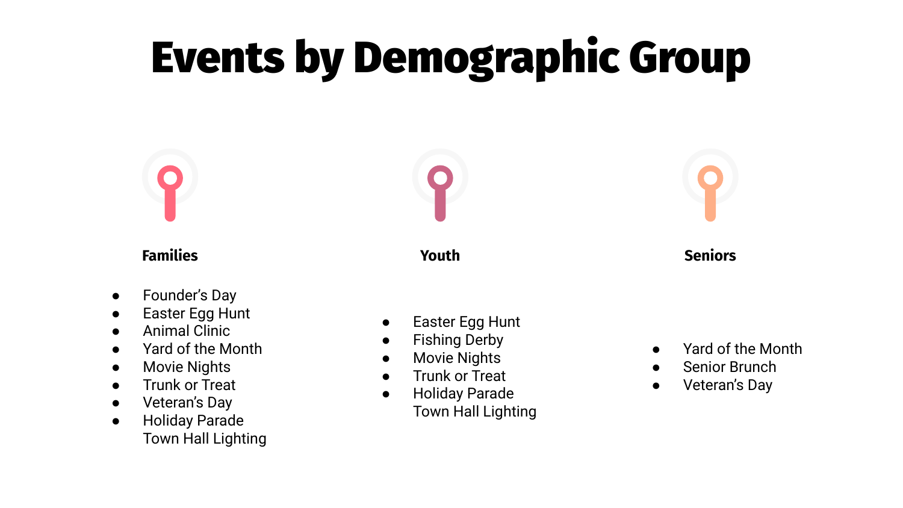# Events by Demographic Group

### Families

- Founder's Day
- Easter Egg Hunt
- Animal Clinic
- Yard of the Month
- Movie Nights
- Trunk or Treat
- Veteran's Day
- Holiday Parade
  Town Hall Lighting

### Youth

- Easter Egg Hunt
- Fishing Derby
- Movie Nights
- Trunk or Treat
- Holiday Parade
  Town Hall Lighting

### Seniors

- Yard of the Month
- Senior Brunch
- Veteran's Day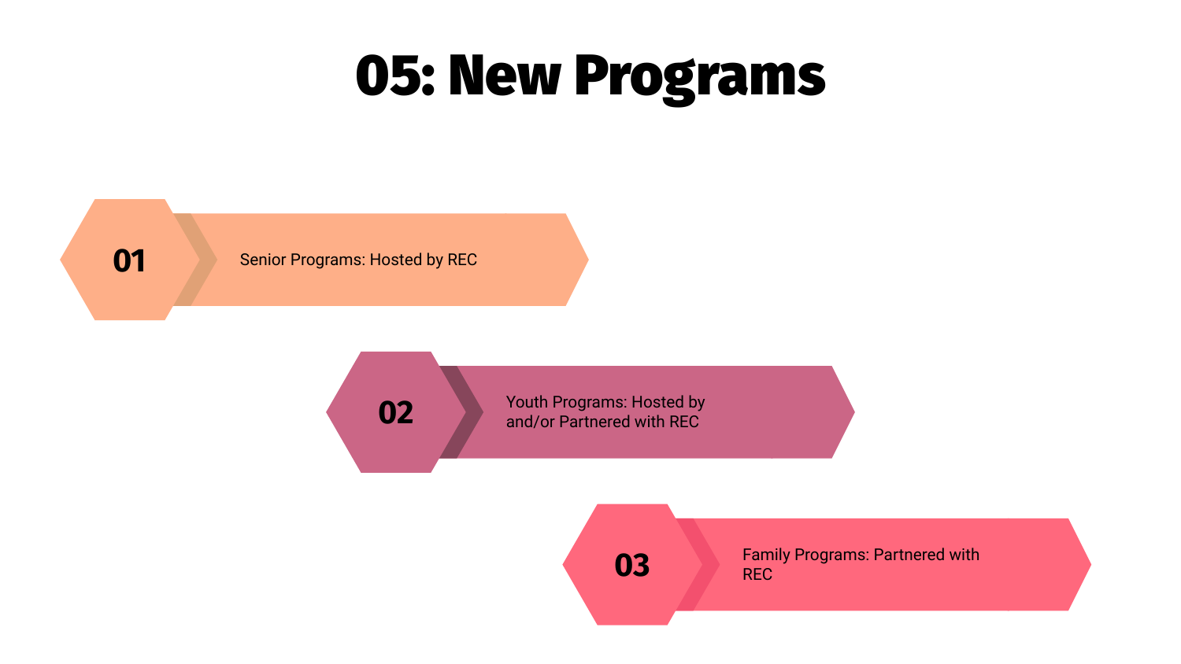# 05: New Programs

**01** Senior Programs: Hosted by REC

**02** Youth Programs: Hosted by and/or Partnered with REC

**03** Family Programs: Partnered with REC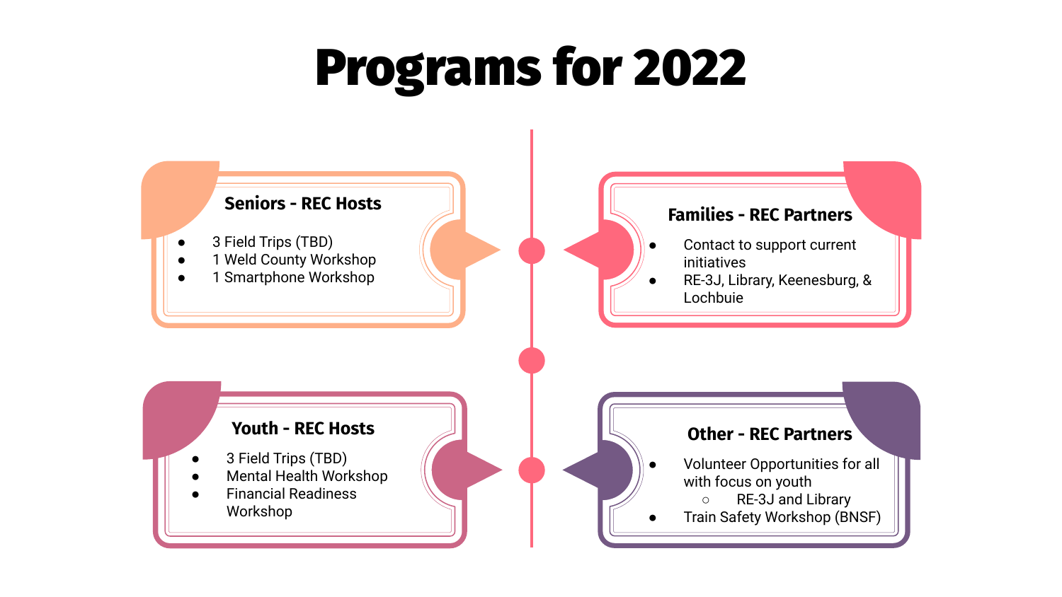# Programs for 2022

## Seniors - REC Hosts

- 3 Field Trips (TBD)
- 1 Weld County Workshop
- 1 Smartphone Workshop

## Families - REC Partners

- Contact to support current initiatives
- RE-3J, Library, Keenesburg, & Lochbuie

## Youth - REC Hosts

- 3 Field Trips (TBD)
- Mental Health Workshop
- Financial Readiness Workshop

## Other - REC Partners

- Volunteer Opportunities for all with focus on youth
  - RE-3J and Library
- Train Safety Workshop (BNSF)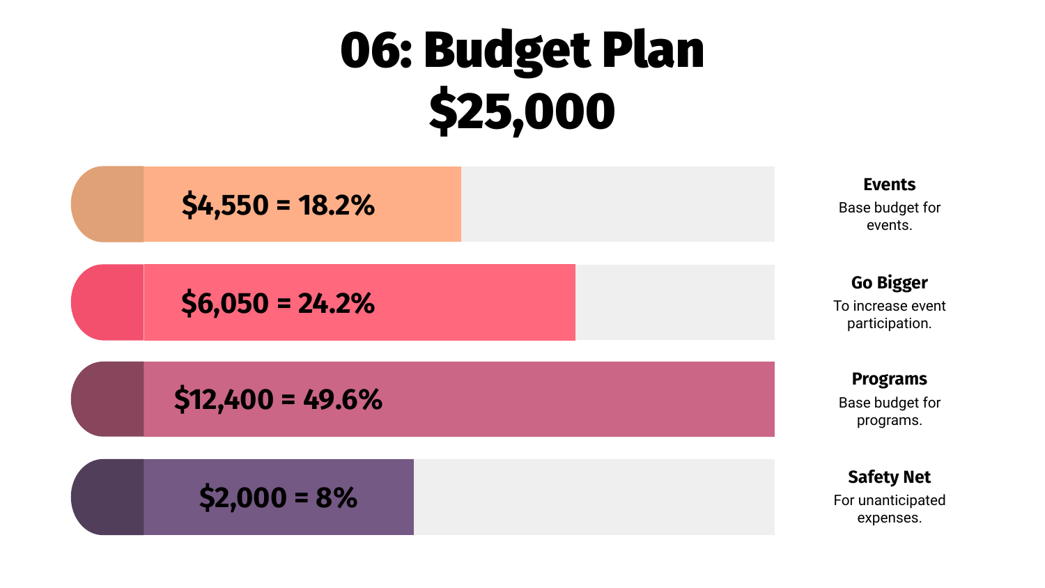# 06: Budget Plan
# $25,000

**$4,550 = 18.2%**

**Events**
Base budget for events.

**$6,050 = 24.2%**

**Go Bigger**
To increase event participation.

**$12,400 = 49.6%**

**Programs**
Base budget for programs.

**$2,000 = 8%**

**Safety Net**
For unanticipated expenses.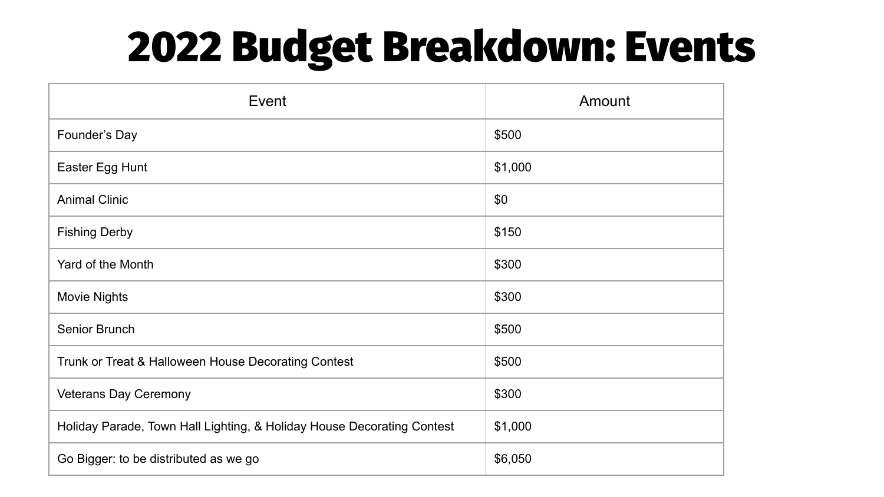# 2022 Budget Breakdown: Events

| Event | Amount |
|---|---|
| Founder's Day | $500 |
| Easter Egg Hunt | $1,000 |
| Animal Clinic | $0 |
| Fishing Derby | $150 |
| Yard of the Month | $300 |
| Movie Nights | $300 |
| Senior Brunch | $500 |
| Trunk or Treat & Halloween House Decorating Contest | $500 |
| Veterans Day Ceremony | $300 |
| Holiday Parade, Town Hall Lighting, & Holiday House Decorating Contest | $1,000 |
| Go Bigger: to be distributed as we go | $6,050 |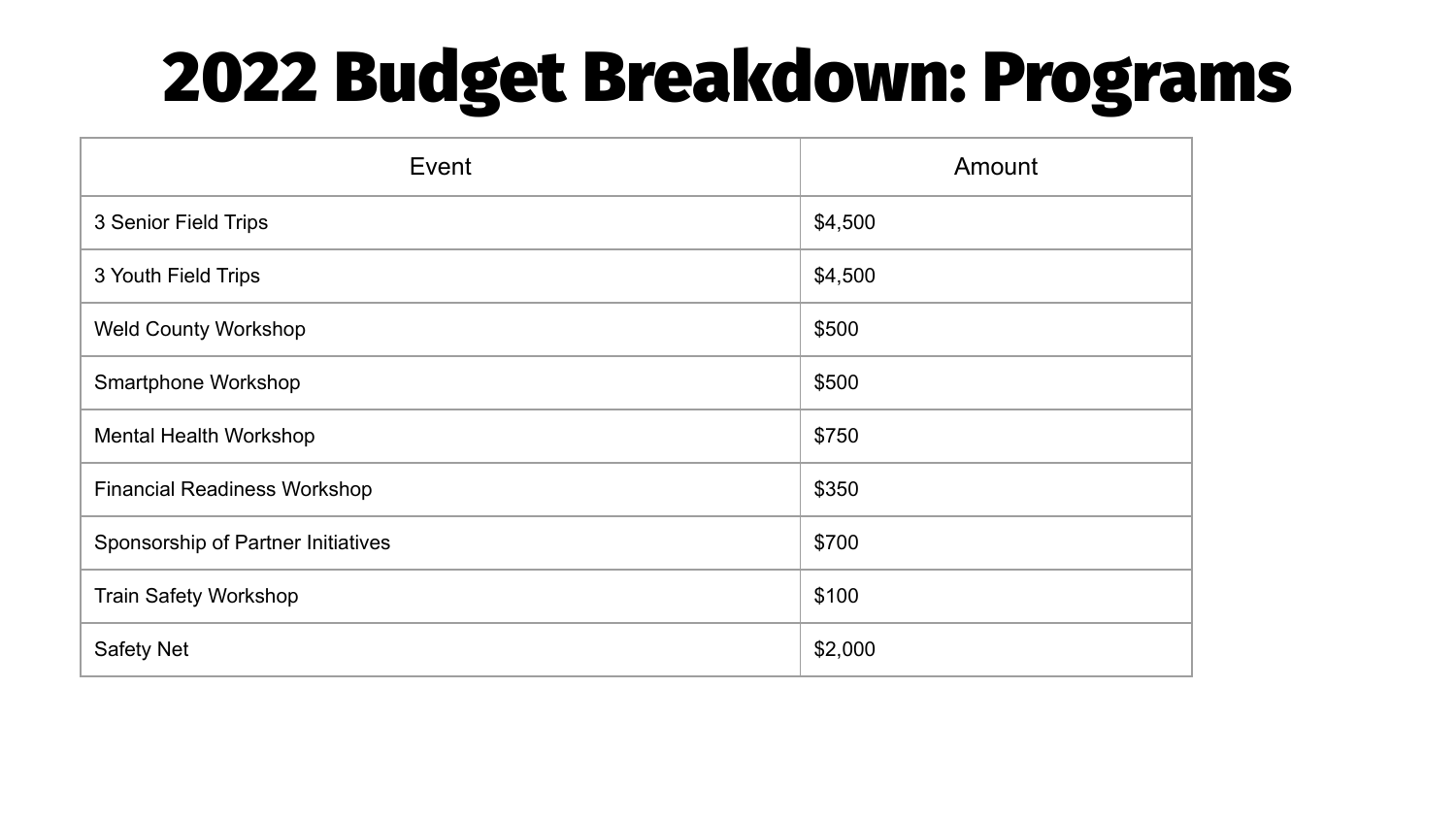# 2022 Budget Breakdown: Programs

| Event | Amount |
| --- | --- |
| 3 Senior Field Trips | $4,500 |
| 3 Youth Field Trips | $4,500 |
| Weld County Workshop | $500 |
| Smartphone Workshop | $500 |
| Mental Health Workshop | $750 |
| Financial Readiness Workshop | $350 |
| Sponsorship of Partner Initiatives | $700 |
| Train Safety Workshop | $100 |
| Safety Net | $2,000 |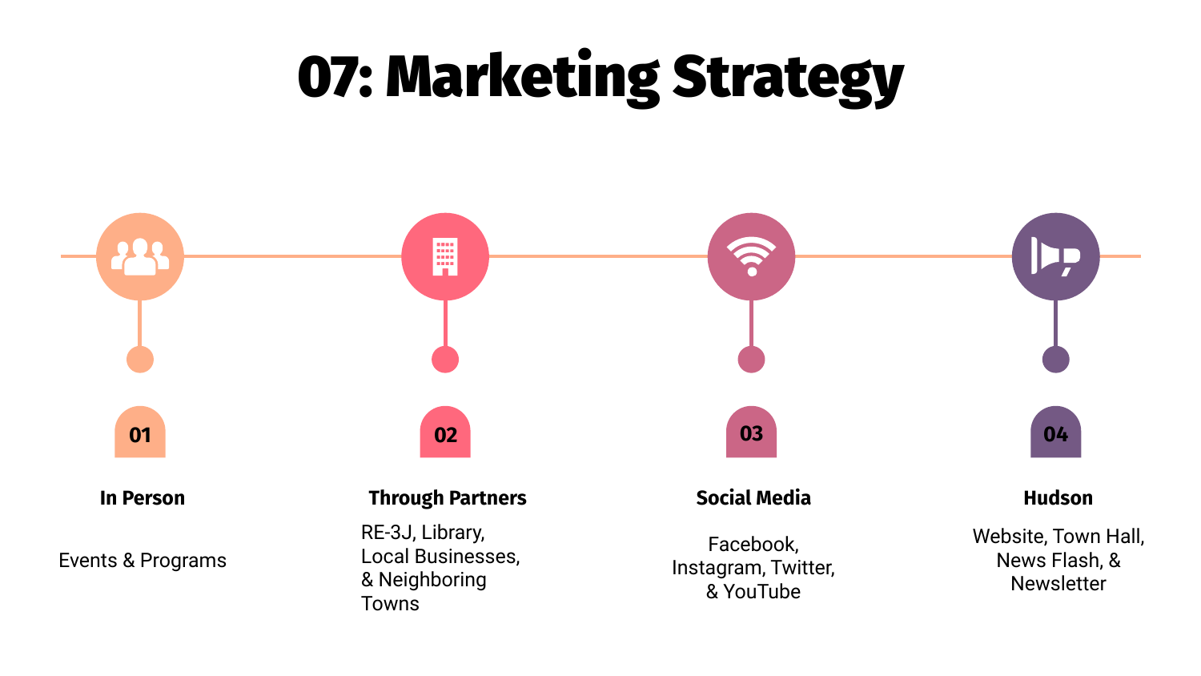# 07: Marketing Strategy

**01**

**In Person**

Events & Programs

**02**

**Through Partners**

RE-3J, Library, Local Businesses, & Neighboring Towns

**03**

**Social Media**

Facebook, Instagram, Twitter, & YouTube

**04**

**Hudson**

Website, Town Hall, News Flash, & Newsletter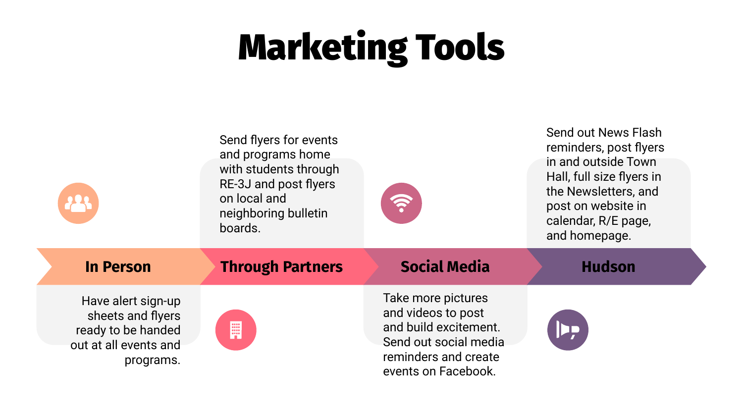# Marketing Tools

### In Person

Have alert sign-up sheets and flyers ready to be handed out at all events and programs.

### Through Partners

Send flyers for events and programs home with students through RE-3J and post flyers on local and neighboring bulletin boards.

### Social Media

Take more pictures and videos to post and build excitement. Send out social media reminders and create events on Facebook.

### Hudson

Send out News Flash reminders, post flyers in and outside Town Hall, full size flyers in the Newsletters, and post on website in calendar, R/E page, and homepage.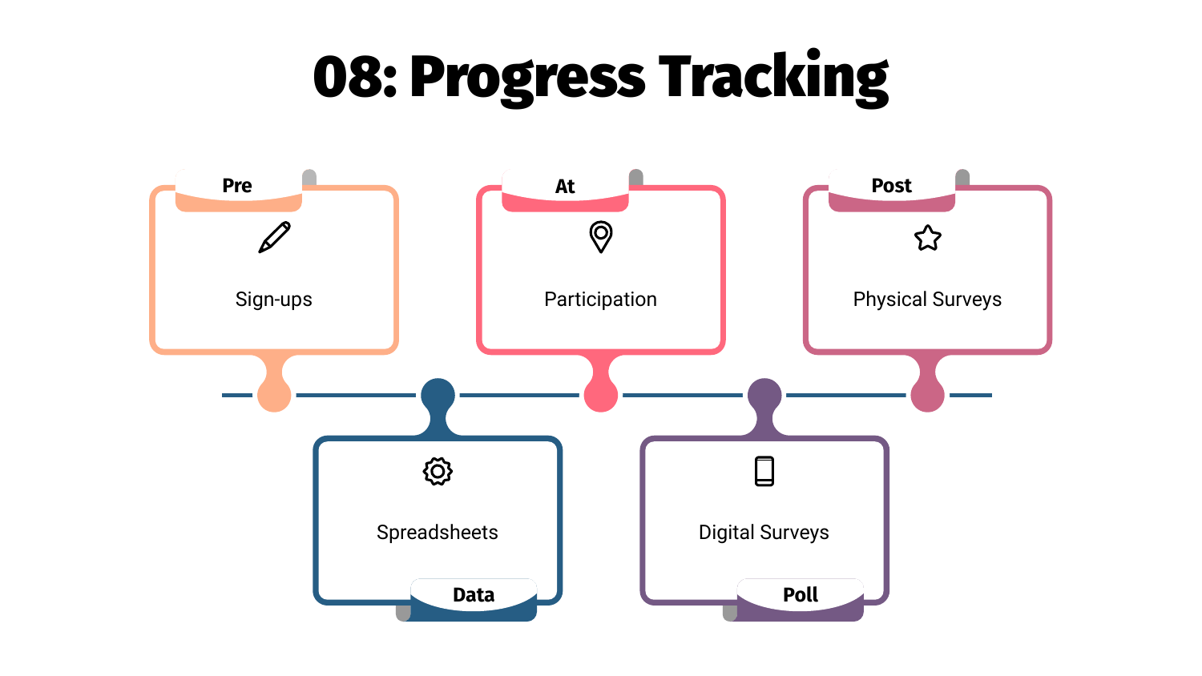# 08: Progress Tracking

**Pre**

Sign-ups

**At**

Participation

**Post**

Physical Surveys

Spreadsheets

**Data**

Digital Surveys

**Poll**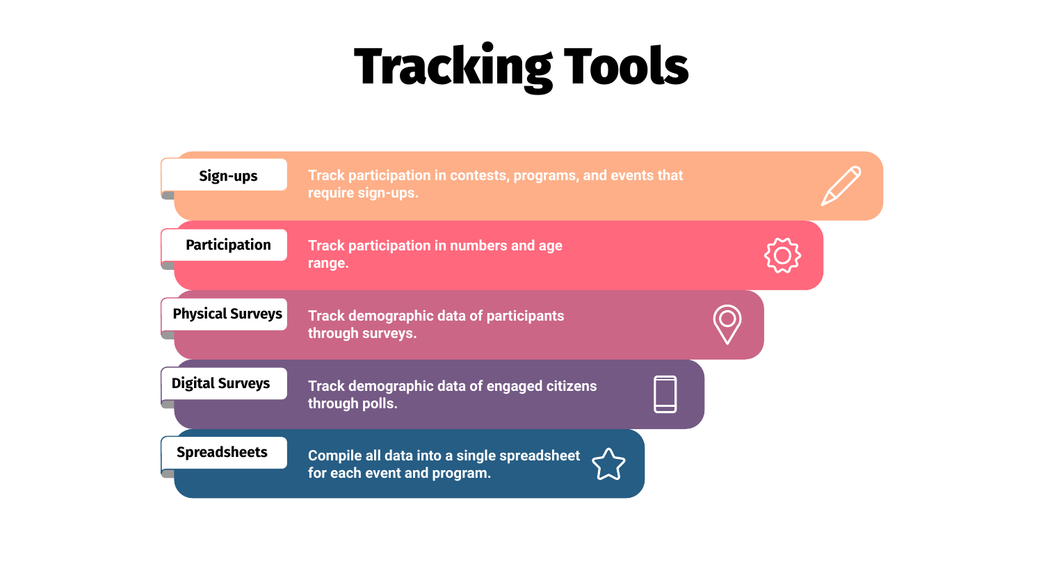# Tracking Tools

- **Sign-ups**: Track participation in contests, programs, and events that require sign-ups.
- **Participation**: Track participation in numbers and age range.
- **Physical Surveys**: Track demographic data of participants through surveys.
- **Digital Surveys**: Track demographic data of engaged citizens through polls.
- **Spreadsheets**: Compile all data into a single spreadsheet for each event and program.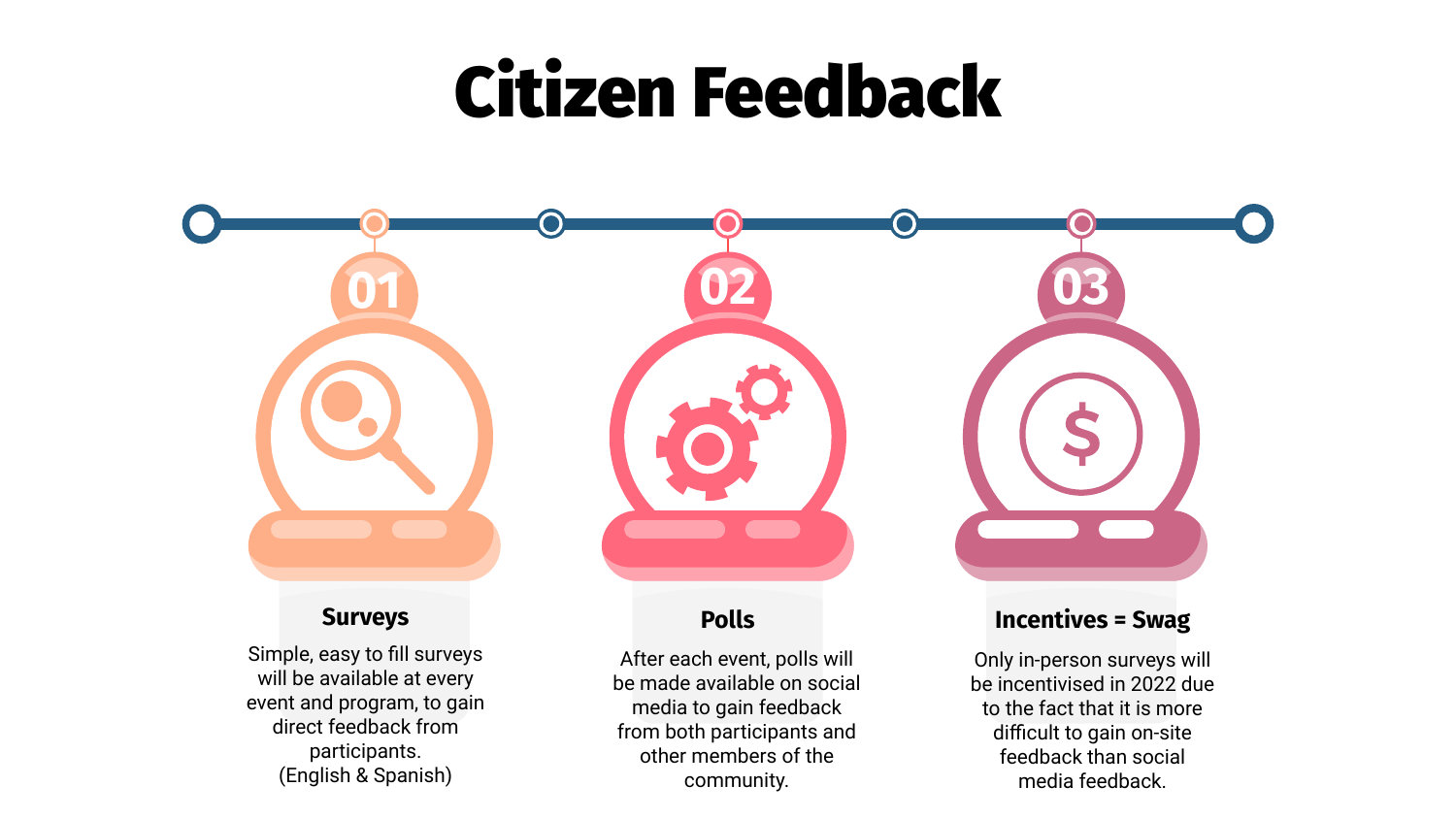# Citizen Feedback

## 01

### Surveys

Simple, easy to fill surveys will be available at every event and program, to gain direct feedback from participants.
(English & Spanish)

## 02

### Polls

After each event, polls will be made available on social media to gain feedback from both participants and other members of the community.

## 03

### Incentives = Swag

Only in-person surveys will be incentivised in 2022 due to the fact that it is more difficult to gain on-site feedback than social media feedback.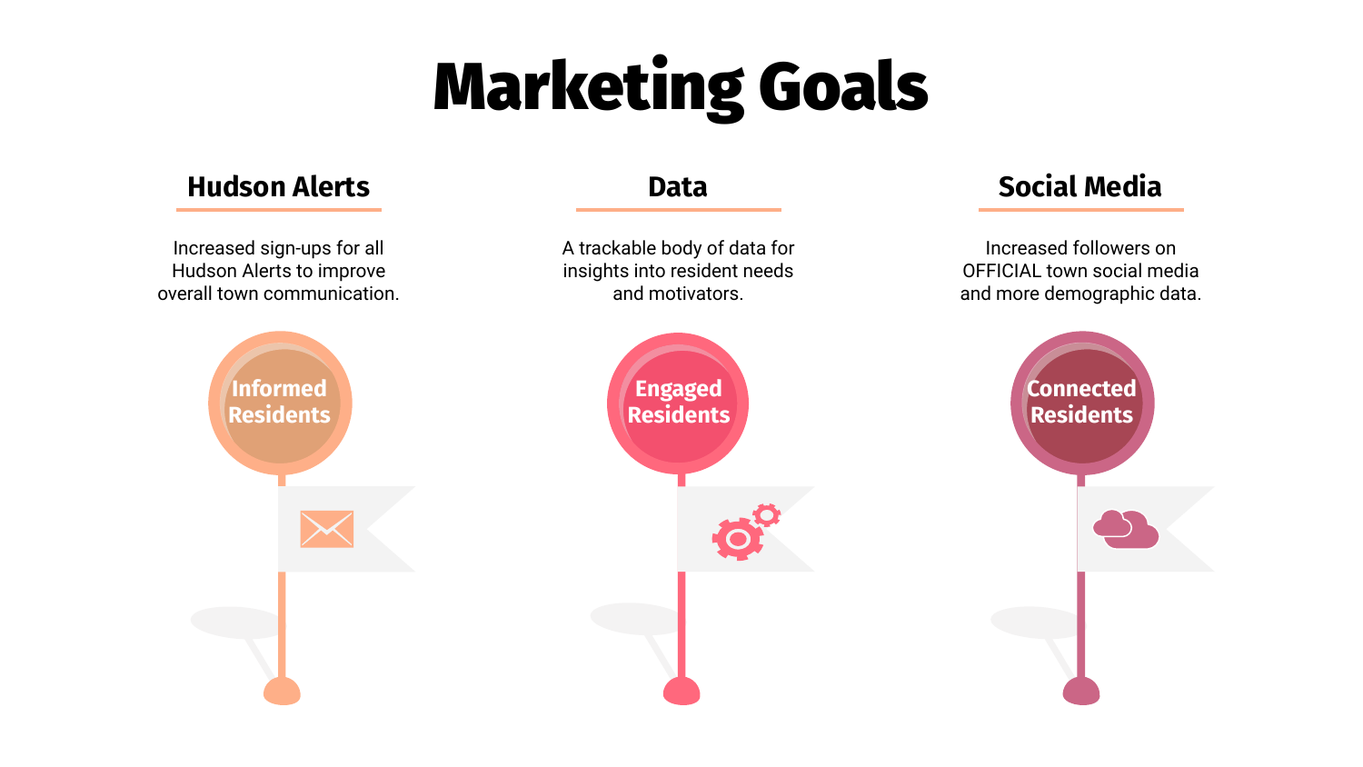# Marketing Goals

## Hudson Alerts

Increased sign-ups for all Hudson Alerts to improve overall town communication.

**Informed Residents**

## Data

A trackable body of data for insights into resident needs and motivators.

**Engaged Residents**

## Social Media

Increased followers on OFFICIAL town social media and more demographic data.

**Connected Residents**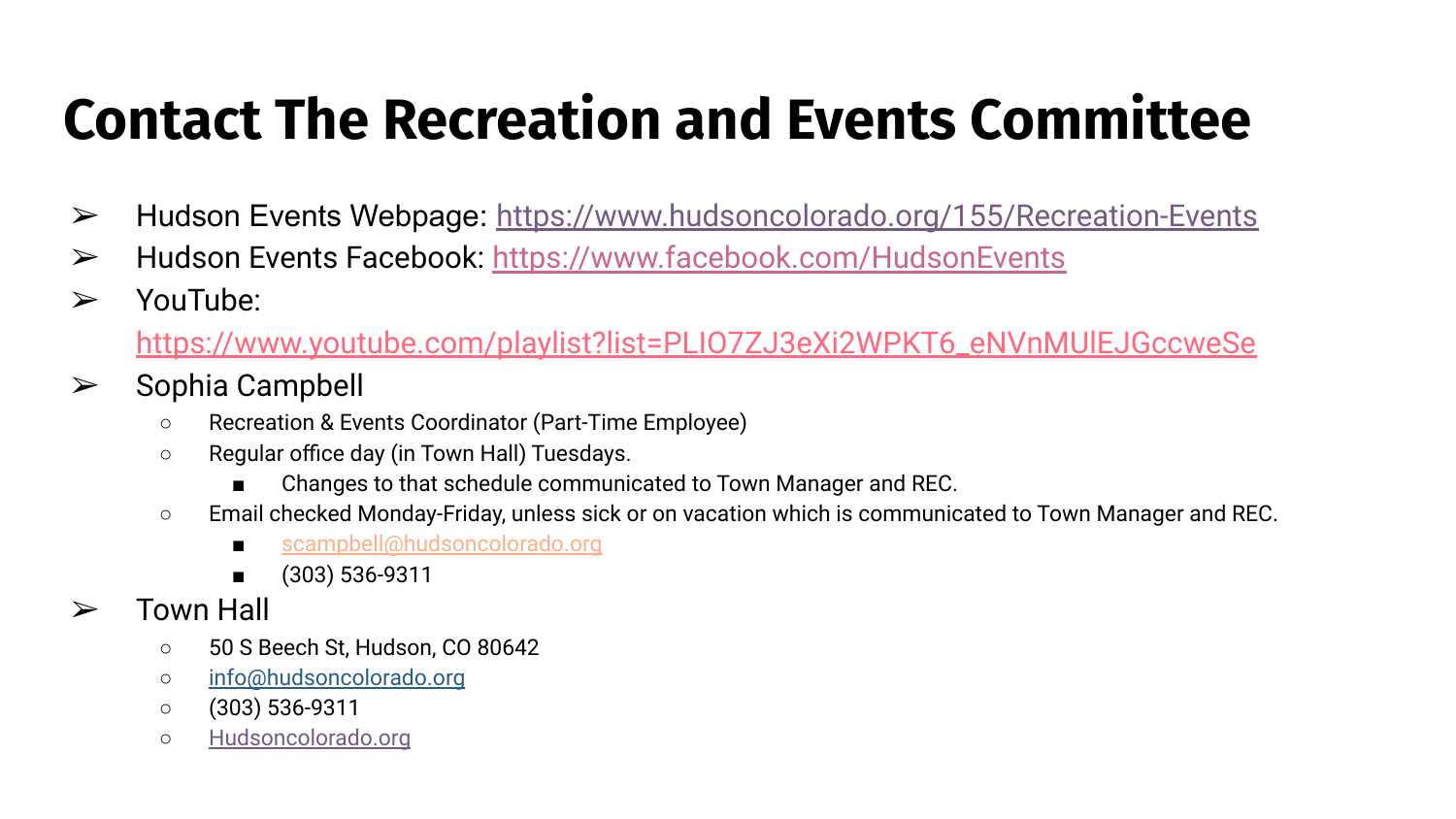# Contact The Recreation and Events Committee

- Hudson Events Webpage: https://www.hudsoncolorado.org/155/Recreation-Events
- Hudson Events Facebook: https://www.facebook.com/HudsonEvents
- YouTube: https://www.youtube.com/playlist?list=PLIO7ZJ3eXi2WPKT6_eNVnMUlEJGccweSe
- Sophia Campbell
  - Recreation & Events Coordinator (Part-Time Employee)
  - Regular office day (in Town Hall) Tuesdays.
    - Changes to that schedule communicated to Town Manager and REC.
  - Email checked Monday-Friday, unless sick or on vacation which is communicated to Town Manager and REC.
    - scampbell@hudsoncolorado.org
    - (303) 536-9311
- Town Hall
  - 50 S Beech St, Hudson, CO 80642
  - info@hudsoncolorado.org
  - (303) 536-9311
  - Hudsoncolorado.org